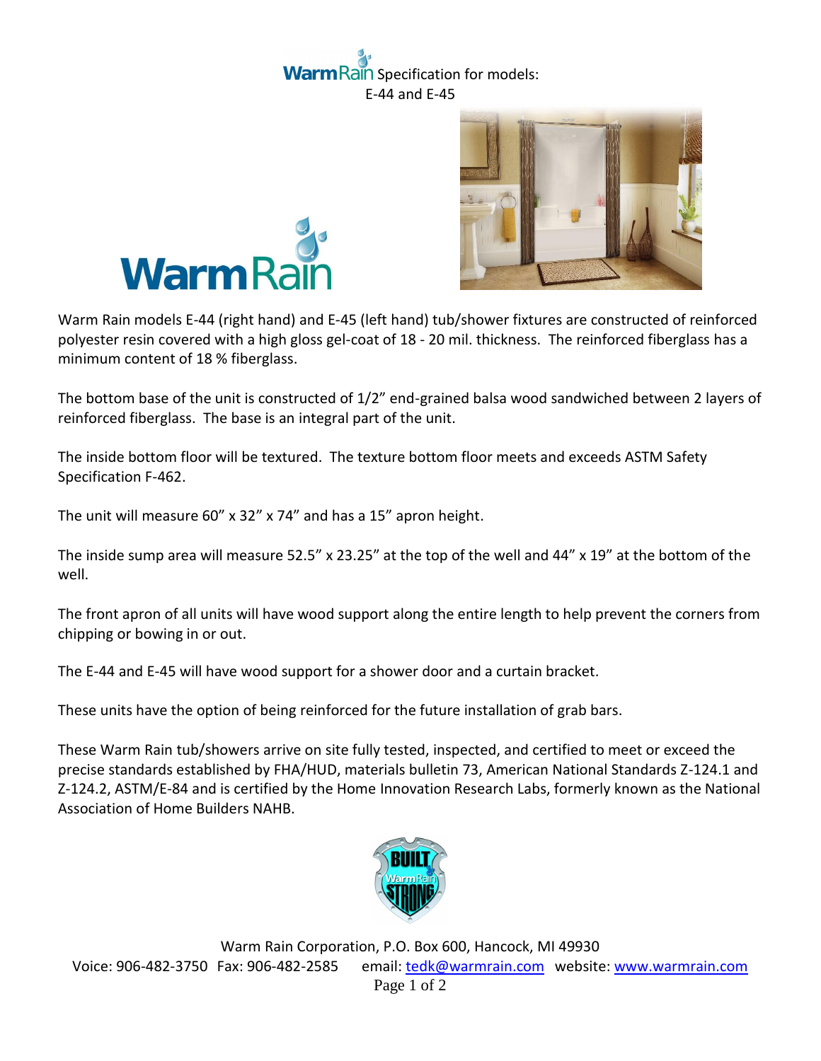# WarmRain Specification for models: E-44 and E-45

Warm Rain models E-44 (right hand) and E-45 (left hand) tub/shower fixtures are constructed of reinforced polyester resin covered with a high gloss gel-coat of 18 - 20 mil. thickness. The reinforced fiberglass has a minimum content of 18 % fiberglass.

The bottom base of the unit is constructed of 1/2" end-grained balsa wood sandwiched between 2 layers of reinforced fiberglass. The base is an integral part of the unit.

The inside bottom floor will be textured. The texture bottom floor meets and exceeds ASTM Safety Specification F-462.

The unit will measure 60" x 32" x 74" and has a 15" apron height.

The inside sump area will measure 52.5" x 23.25" at the top of the well and 44" x 19" at the bottom of the well.

The front apron of all units will have wood support along the entire length to help prevent the corners from chipping or bowing in or out.

The E-44 and E-45 will have wood support for a shower door and a curtain bracket.

These units have the option of being reinforced for the future installation of grab bars.

These Warm Rain tub/showers arrive on site fully tested, inspected, and certified to meet or exceed the precise standards established by FHA/HUD, materials bulletin 73, American National Standards Z-124.1 and Z-124.2, ASTM/E-84 and is certified by the Home Innovation Research Labs, formerly known as the National Association of Home Builders NAHB.

Warm Rain Corporation, P.O. Box 600, Hancock, MI 49930
Voice: 906-482-3750 Fax: 906-482-2585 email: tedk@warmrain.com website: www.warmrain.com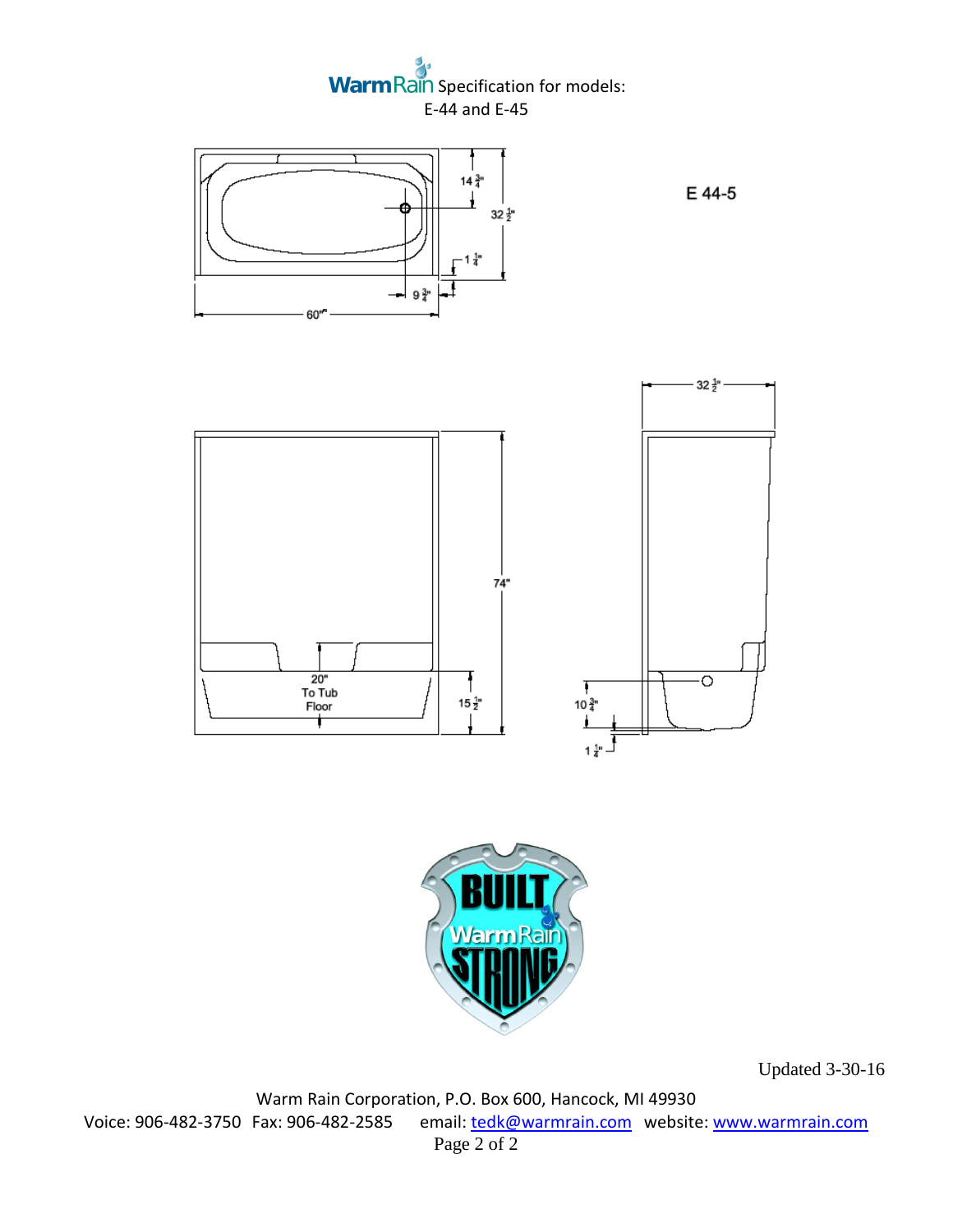WarmRain Specification for models:
E-44 and E-45

E 44-5

14 $\frac{3}{4}$"

32 $\frac{1}{2}$"

1 $\frac{1}{4}$"

9 $\frac{3}{4}$"

60"

32 $\frac{1}{2}$"

74"

20"
To Tub
Floor

15 $\frac{1}{2}$"

10 $\frac{3}{4}$"

1 $\frac{1}{4}$"

BUILT
WarmRain
STRONG

Updated 3-30-16

Warm Rain Corporation, P.O. Box 600, Hancock, MI 49930
Voice: 906-482-3750 Fax: 906-482-2585 email: tedk@warmrain.com website: www.warmrain.com